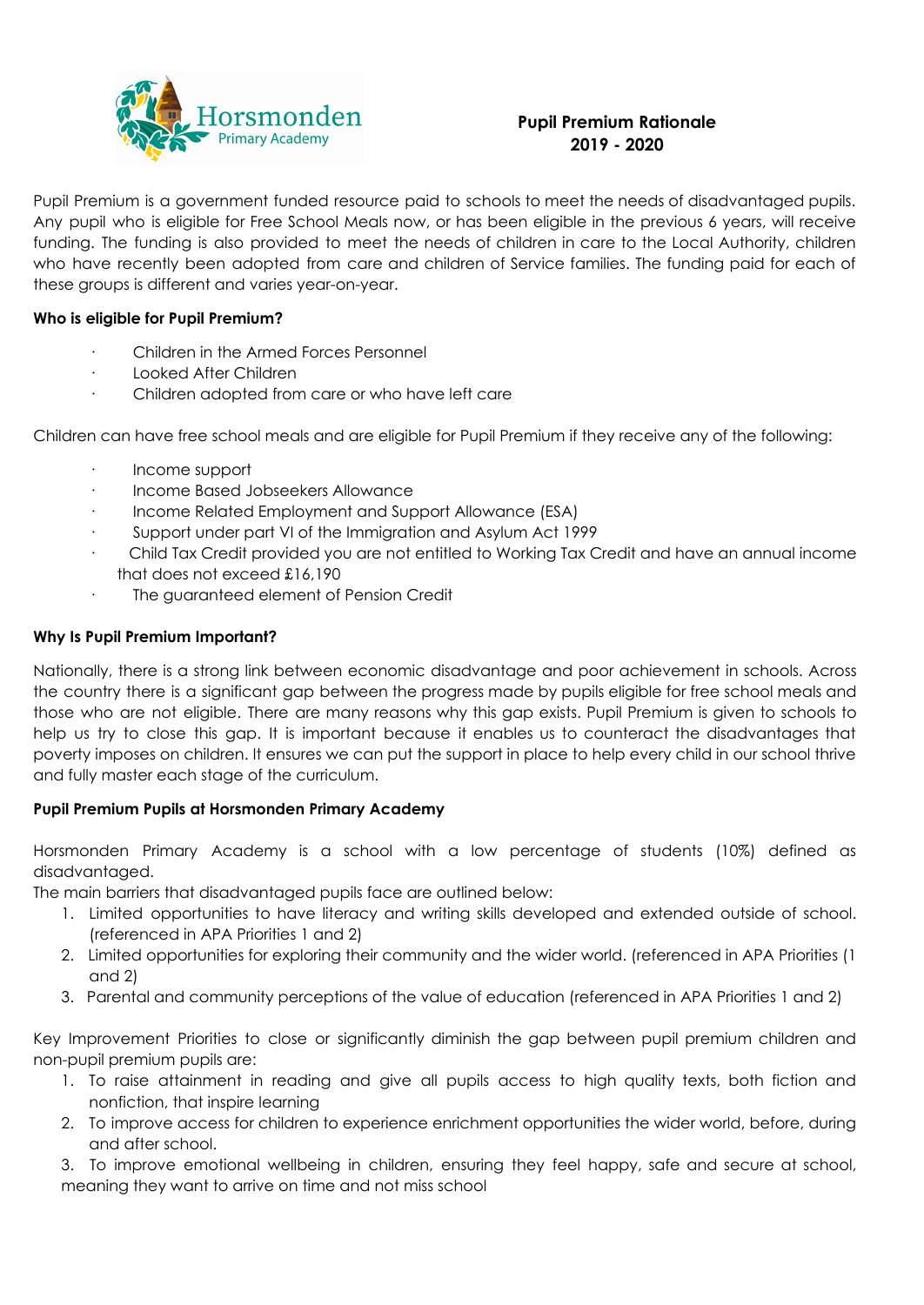Horsmonden Primary Academy

# Pupil Premium Rationale 2019 - 2020

Pupil Premium is a government funded resource paid to schools to meet the needs of disadvantaged pupils. Any pupil who is eligible for Free School Meals now, or has been eligible in the previous 6 years, will receive funding. The funding is also provided to meet the needs of children in care to the Local Authority, children who have recently been adopted from care and children of Service families. The funding paid for each of these groups is different and varies year-on-year.

**Who is eligible for Pupil Premium?**

- Children in the Armed Forces Personnel
- Looked After Children
- Children adopted from care or who have left care

Children can have free school meals and are eligible for Pupil Premium if they receive any of the following:

- Income support
- Income Based Jobseekers Allowance
- Income Related Employment and Support Allowance (ESA)
- Support under part VI of the Immigration and Asylum Act 1999
- Child Tax Credit provided you are not entitled to Working Tax Credit and have an annual income that does not exceed £16,190
- The guaranteed element of Pension Credit

**Why Is Pupil Premium Important?**

Nationally, there is a strong link between economic disadvantage and poor achievement in schools. Across the country there is a significant gap between the progress made by pupils eligible for free school meals and those who are not eligible. There are many reasons why this gap exists. Pupil Premium is given to schools to help us try to close this gap. It is important because it enables us to counteract the disadvantages that poverty imposes on children. It ensures we can put the support in place to help every child in our school thrive and fully master each stage of the curriculum.

**Pupil Premium Pupils at Horsmonden Primary Academy**

Horsmonden Primary Academy is a school with a low percentage of students (10%) defined as disadvantaged.

The main barriers that disadvantaged pupils face are outlined below:

1. Limited opportunities to have literacy and writing skills developed and extended outside of school. (referenced in APA Priorities 1 and 2)
2. Limited opportunities for exploring their community and the wider world. (referenced in APA Priorities (1 and 2)
3. Parental and community perceptions of the value of education (referenced in APA Priorities 1 and 2)

Key Improvement Priorities to close or significantly diminish the gap between pupil premium children and non-pupil premium pupils are:

1. To raise attainment in reading and give all pupils access to high quality texts, both fiction and nonfiction, that inspire learning
2. To improve access for children to experience enrichment opportunities the wider world, before, during and after school.
3. To improve emotional wellbeing in children, ensuring they feel happy, safe and secure at school, meaning they want to arrive on time and not miss school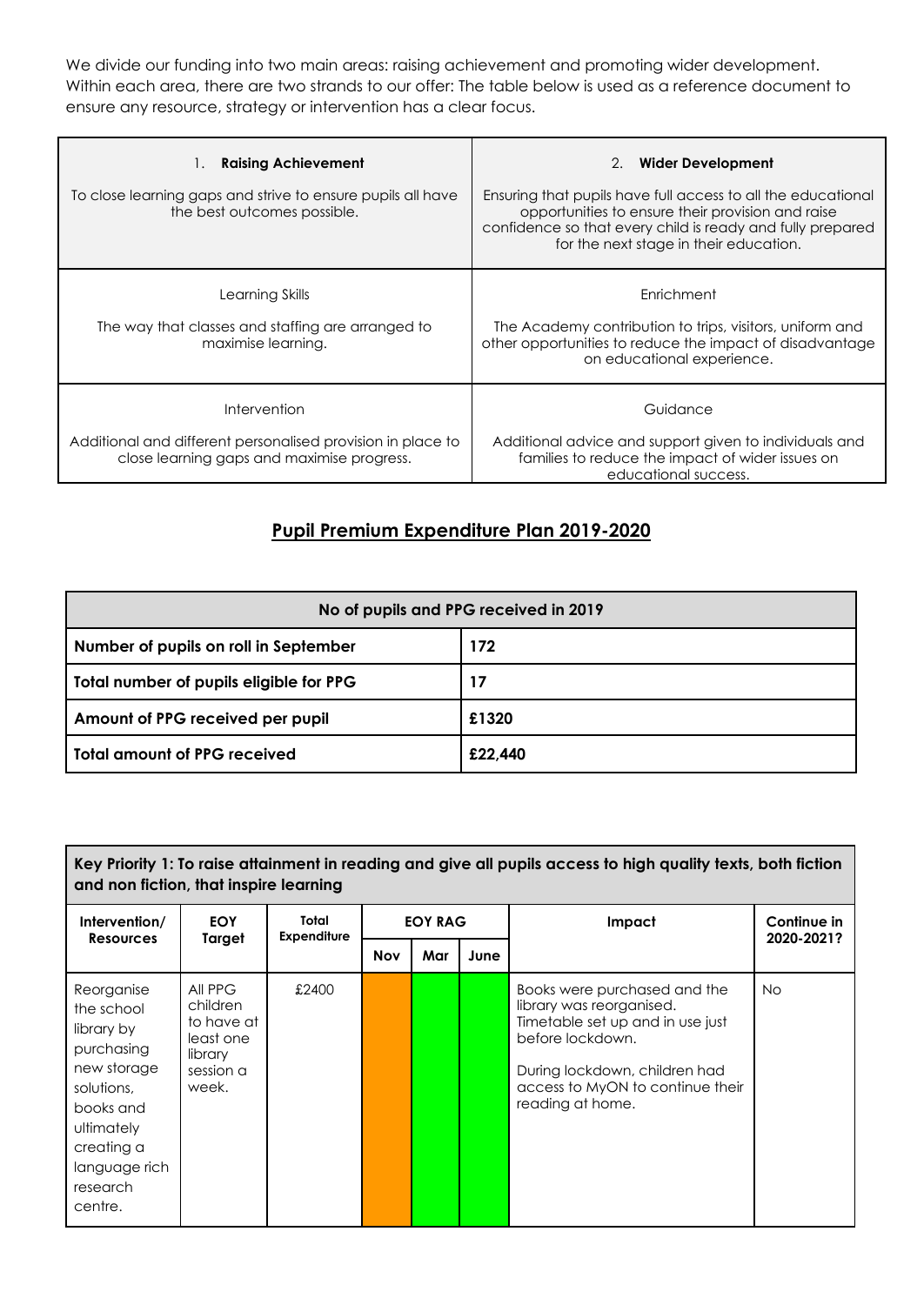We divide our funding into two main areas: raising achievement and promoting wider development. Within each area, there are two strands to our offer: The table below is used as a reference document to ensure any resource, strategy or intervention has a clear focus.

| 1. **Raising Achievement**<br>To close learning gaps and strive to ensure pupils all have the best outcomes possible. | 2. **Wider Development**<br>Ensuring that pupils have full access to all the educational opportunities to ensure their provision and raise confidence so that every child is ready and fully prepared for the next stage in their education. |
|---|---|
| Learning Skills<br>The way that classes and staffing are arranged to maximise learning. | Enrichment<br>The Academy contribution to trips, visitors, uniform and other opportunities to reduce the impact of disadvantage on educational experience. |
| Intervention<br>Additional and different personalised provision in place to close learning gaps and maximise progress. | Guidance<br>Additional advice and support given to individuals and families to reduce the impact of wider issues on educational success. |

## Pupil Premium Expenditure Plan 2019-2020

| No of pupils and PPG received in 2019 | |
|---|---|
| **Number of pupils on roll in September** | **172** |
| **Total number of pupils eligible for PPG** | **17** |
| **Amount of PPG received per pupil** | **£1320** |
| **Total amount of PPG received** | **£22,440** |

**Key Priority 1: To raise attainment in reading and give all pupils access to high quality texts, both fiction and non fiction, that inspire learning**

| Intervention/ Resources | EOY Target | Total Expenditure | EOY RAG | | | Impact | Continue in 2020-2021? |
|---|---|---|---|---|---|---|---|
| | | | Nov | Mar | June | | |
| Reorganise the school library by purchasing new storage solutions, books and ultimately creating a language rich research centre. | All PPG children to have at least one library session a week. | £2400 | | | | Books were purchased and the library was reorganised. Timetable set up and in use just before lockdown.<br>During lockdown, children had access to MyON to continue their reading at home. | No |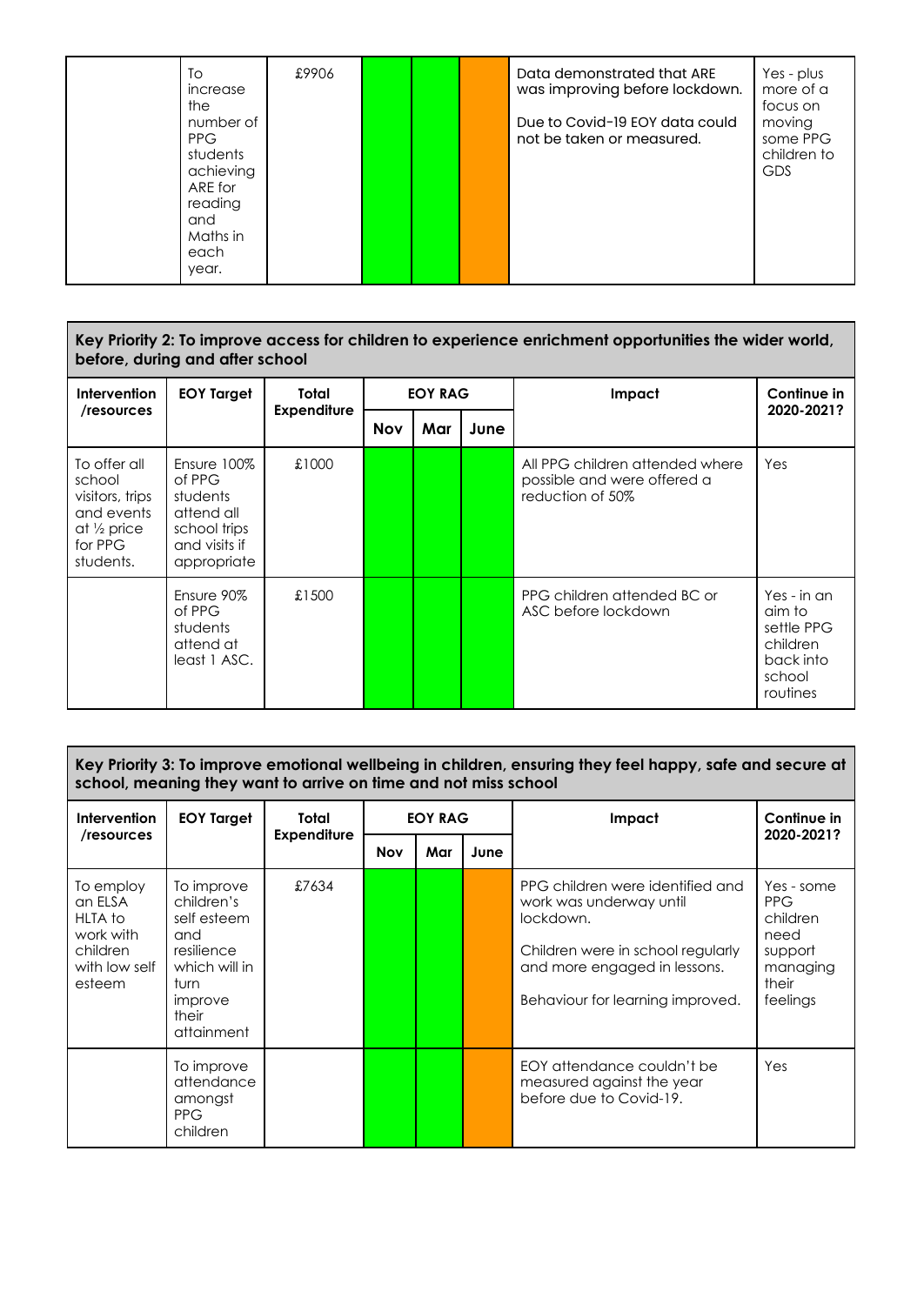| | | | | | | | |
|---|---|---|---|---|---|---|---|
| | To increase the number of PPG students achieving ARE for reading and Maths in each year. | £9906 | | | | Data demonstrated that ARE was improving before lockdown.<br><br>Due to Covid-19 EOY data could not be taken or measured. | Yes - plus more of a focus on moving some PPG children to GDS |

**Key Priority 2: To improve access for children to experience enrichment opportunities the wider world, before, during and after school**

| Intervention /resources | EOY Target | Total Expenditure | EOY RAG | | | Impact | Continue in 2020-2021? |
|---|---|---|---|---|---|---|---|
| | | | Nov | Mar | June | | |
| To offer all school visitors, trips and events at ½ price for PPG students. | Ensure 100% of PPG students attend all school trips and visits if appropriate | £1000 | | | | All PPG children attended where possible and were offered a reduction of 50% | Yes |
| | Ensure 90% of PPG students attend at least 1 ASC. | £1500 | | | | PPG children attended BC or ASC before lockdown | Yes - in an aim to settle PPG children back into school routines |

**Key Priority 3: To improve emotional wellbeing in children, ensuring they feel happy, safe and secure at school, meaning they want to arrive on time and not miss school**

| Intervention /resources | EOY Target | Total Expenditure | EOY RAG | | | Impact | Continue in 2020-2021? |
|---|---|---|---|---|---|---|---|
| | | | Nov | Mar | June | | |
| To employ an ELSA HLTA to work with children with low self esteem | To improve children's self esteem and resilience which will in turn improve their attainment | £7634 | | | | PPG children were identified and work was underway until lockdown.<br><br>Children were in school regularly and more engaged in lessons.<br><br>Behaviour for learning improved. | Yes - some PPG children need support managing their feelings |
| | To improve attendance amongst PPG children | | | | | EOY attendance couldn't be measured against the year before due to Covid-19. | Yes |